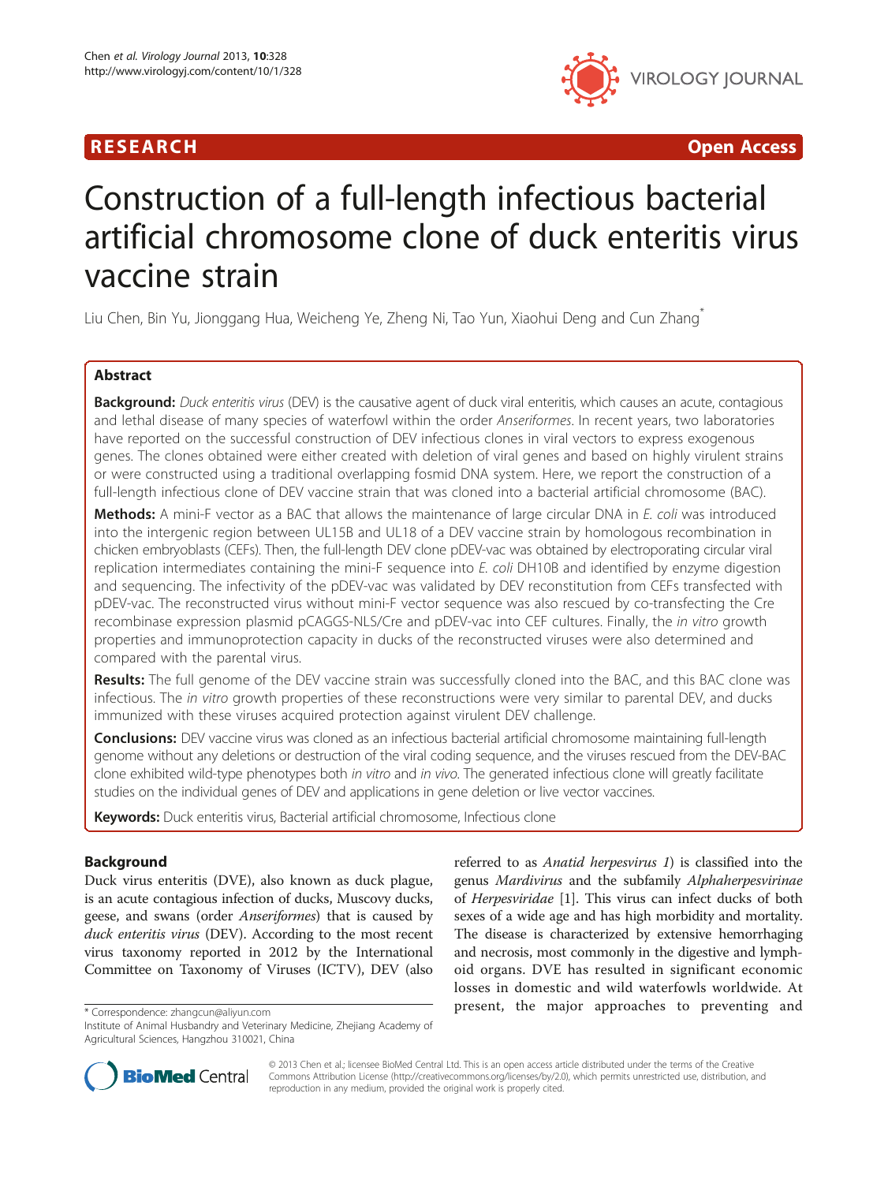# Construction of a full-length infectious bacterial artificial chromosome clone of duck enteritis virus vaccine strain

Liu Chen, Bin Yu, Jionggang Hua, Weicheng Ye, Zheng Ni, Tao Yun, Xiaohui Deng and Cun Zhang*

## Abstract

**Background:** *Duck enteritis virus* (DEV) is the causative agent of duck viral enteritis, which causes an acute, contagious and lethal disease of many species of waterfowl within the order *Anseriformes*. In recent years, two laboratories have reported on the successful construction of DEV infectious clones in viral vectors to express exogenous genes. The clones obtained were either created with deletion of viral genes and based on highly virulent strains or were constructed using a traditional overlapping fosmid DNA system. Here, we report the construction of a full-length infectious clone of DEV vaccine strain that was cloned into a bacterial artificial chromosome (BAC).

**Methods:** A mini-F vector as a BAC that allows the maintenance of large circular DNA in *E. coli* was introduced into the intergenic region between UL15B and UL18 of a DEV vaccine strain by homologous recombination in chicken embryoblasts (CEFs). Then, the full-length DEV clone pDEV-vac was obtained by electroporating circular viral replication intermediates containing the mini-F sequence into *E. coli* DH10B and identified by enzyme digestion and sequencing. The infectivity of the pDEV-vac was validated by DEV reconstitution from CEFs transfected with pDEV-vac. The reconstructed virus without mini-F vector sequence was also rescued by co-transfecting the Cre recombinase expression plasmid pCAGGS-NLS/Cre and pDEV-vac into CEF cultures. Finally, the *in vitro* growth properties and immunoprotection capacity in ducks of the reconstructed viruses were also determined and compared with the parental virus.

**Results:** The full genome of the DEV vaccine strain was successfully cloned into the BAC, and this BAC clone was infectious. The *in vitro* growth properties of these reconstructions were very similar to parental DEV, and ducks immunized with these viruses acquired protection against virulent DEV challenge.

**Conclusions:** DEV vaccine virus was cloned as an infectious bacterial artificial chromosome maintaining full-length genome without any deletions or destruction of the viral coding sequence, and the viruses rescued from the DEV-BAC clone exhibited wild-type phenotypes both *in vitro* and *in vivo*. The generated infectious clone will greatly facilitate studies on the individual genes of DEV and applications in gene deletion or live vector vaccines.

**Keywords:** Duck enteritis virus, Bacterial artificial chromosome, Infectious clone

## Background

Duck virus enteritis (DVE), also known as duck plague, is an acute contagious infection of ducks, Muscovy ducks, geese, and swans (order *Anseriformes*) that is caused by *duck enteritis virus* (DEV). According to the most recent virus taxonomy reported in 2012 by the International Committee on Taxonomy of Viruses (ICTV), DEV (also referred to as *Anatid herpesvirus 1*) is classified into the genus *Mardivirus* and the subfamily *Alphaherpesvirinae* of *Herpesviridae* [1]. This virus can infect ducks of both sexes of a wide age and has high morbidity and mortality. The disease is characterized by extensive hemorrhaging and necrosis, most commonly in the digestive and lymphoid organs. DVE has resulted in significant economic losses in domestic and wild waterfowls worldwide. At present, the major approaches to preventing and

* Correspondence: zhangcun@aliyun.com
Institute of Animal Husbandry and Veterinary Medicine, Zhejiang Academy of Agricultural Sciences, Hangzhou 310021, China

© 2013 Chen et al.; licensee BioMed Central Ltd. This is an open access article distributed under the terms of the Creative Commons Attribution License (http://creativecommons.org/licenses/by/2.0), which permits unrestricted use, distribution, and reproduction in any medium, provided the original work is properly cited.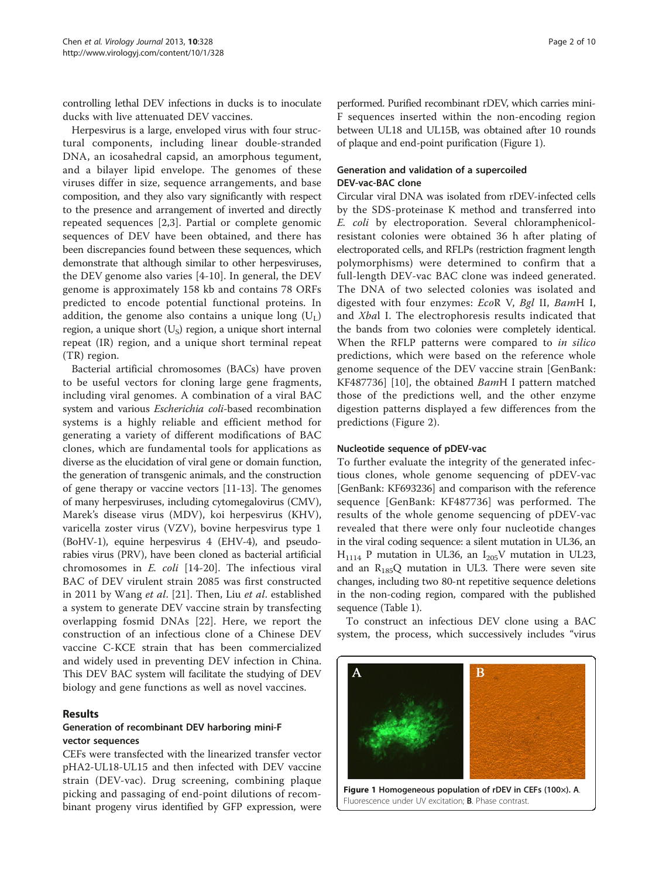controlling lethal DEV infections in ducks is to inoculate ducks with live attenuated DEV vaccines.

Herpesvirus is a large, enveloped virus with four structural components, including linear double-stranded DNA, an icosahedral capsid, an amorphous tegument, and a bilayer lipid envelope. The genomes of these viruses differ in size, sequence arrangements, and base composition, and they also vary significantly with respect to the presence and arrangement of inverted and directly repeated sequences [2,3]. Partial or complete genomic sequences of DEV have been obtained, and there has been discrepancies found between these sequences, which demonstrate that although similar to other herpesviruses, the DEV genome also varies [4-10]. In general, the DEV genome is approximately 158 kb and contains 78 ORFs predicted to encode potential functional proteins. In addition, the genome also contains a unique long ($U_L$) region, a unique short ($U_S$) region, a unique short internal repeat (IR) region, and a unique short terminal repeat (TR) region.

Bacterial artificial chromosomes (BACs) have proven to be useful vectors for cloning large gene fragments, including viral genomes. A combination of a viral BAC system and various *Escherichia coli*-based recombination systems is a highly reliable and efficient method for generating a variety of different modifications of BAC clones, which are fundamental tools for applications as diverse as the elucidation of viral gene or domain function, the generation of transgenic animals, and the construction of gene therapy or vaccine vectors [11-13]. The genomes of many herpesviruses, including cytomegalovirus (CMV), Marek's disease virus (MDV), koi herpesvirus (KHV), varicella zoster virus (VZV), bovine herpesvirus type 1 (BoHV-1), equine herpesvirus 4 (EHV-4), and pseudorabies virus (PRV), have been cloned as bacterial artificial chromosomes in *E. coli* [14-20]. The infectious viral BAC of DEV virulent strain 2085 was first constructed in 2011 by Wang *et al*. [21]. Then, Liu *et al*. established a system to generate DEV vaccine strain by transfecting overlapping fosmid DNAs [22]. Here, we report the construction of an infectious clone of a Chinese DEV vaccine C-KCE strain that has been commercialized and widely used in preventing DEV infection in China. This DEV BAC system will facilitate the studying of DEV biology and gene functions as well as novel vaccines.

## Results

### Generation of recombinant DEV harboring mini-F vector sequences

CEFs were transfected with the linearized transfer vector pHA2-UL18-UL15 and then infected with DEV vaccine strain (DEV-vac). Drug screening, combining plaque picking and passaging of end-point dilutions of recombinant progeny virus identified by GFP expression, were performed. Purified recombinant rDEV, which carries mini-F sequences inserted within the non-encoding region between UL18 and UL15B, was obtained after 10 rounds of plaque and end-point purification (Figure 1).

### Generation and validation of a supercoiled DEV-vac-BAC clone

Circular viral DNA was isolated from rDEV-infected cells by the SDS-proteinase K method and transferred into *E. coli* by electroporation. Several chloramphenicol-resistant colonies were obtained 36 h after plating of electroporated cells, and RFLPs (restriction fragment length polymorphisms) were determined to confirm that a full-length DEV-vac BAC clone was indeed generated. The DNA of two selected colonies was isolated and digested with four enzymes: *Eco*R V, *Bgl* II, *Bam*H I, and *Xba*I I. The electrophoresis results indicated that the bands from two colonies were completely identical. When the RFLP patterns were compared to *in silico* predictions, which were based on the reference whole genome sequence of the DEV vaccine strain [GenBank: KF487736] [10], the obtained *Bam*H I pattern matched those of the predictions well, and the other enzyme digestion patterns displayed a few differences from the predictions (Figure 2).

### Nucleotide sequence of pDEV-vac

To further evaluate the integrity of the generated infectious clones, whole genome sequencing of pDEV-vac [GenBank: KF693236] and comparison with the reference sequence [GenBank: KF487736] was performed. The results of the whole genome sequencing of pDEV-vac revealed that there were only four nucleotide changes in the viral coding sequence: a silent mutation in UL36, an $H_{1114}$ P mutation in UL36, an $I_{205}$V mutation in UL23, and an $R_{185}$Q mutation in UL3. There were seven site changes, including two 80-nt repetitive sequence deletions in the non-coding region, compared with the published sequence (Table 1).

To construct an infectious DEV clone using a BAC system, the process, which successively includes "virus

**Figure 1 Homogeneous population of rDEV in CEFs (100×). A.** Fluorescence under UV excitation; **B**. Phase contrast.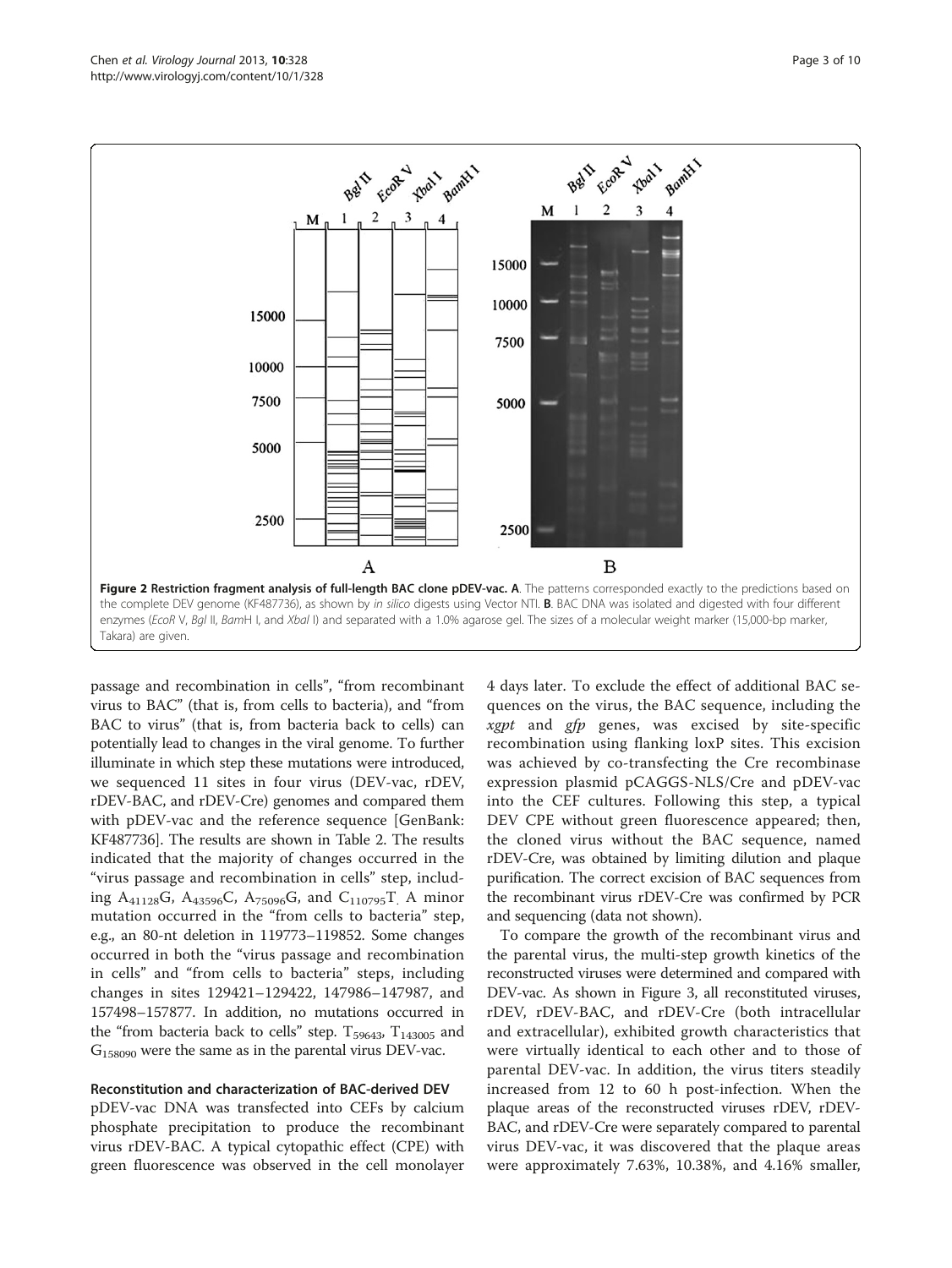**Figure 2 Restriction fragment analysis of full-length BAC clone pDEV-vac. A**. The patterns corresponded exactly to the predictions based on the complete DEV genome (KF487736), as shown by *in silico* digests using Vector NTI. **B**. BAC DNA was isolated and digested with four different enzymes (*EcoR* V, *Bgl* II, *Bam*H I, and *Xba*I I) and separated with a 1.0% agarose gel. The sizes of a molecular weight marker (15,000-bp marker, Takara) are given.

passage and recombination in cells", "from recombinant virus to BAC" (that is, from cells to bacteria), and "from BAC to virus" (that is, from bacteria back to cells) can potentially lead to changes in the viral genome. To further illuminate in which step these mutations were introduced, we sequenced 11 sites in four virus (DEV-vac, rDEV, rDEV-BAC, and rDEV-Cre) genomes and compared them with pDEV-vac and the reference sequence [GenBank: KF487736]. The results are shown in Table 2. The results indicated that the majority of changes occurred in the "virus passage and recombination in cells" step, including $A_{41128}G$, $A_{43596}C$, $A_{75096}G$, and $C_{110795}T$. A minor mutation occurred in the "from cells to bacteria" step, e.g., an 80-nt deletion in 119773–119852. Some changes occurred in both the "virus passage and recombination in cells" and "from cells to bacteria" steps, including changes in sites 129421–129422, 147986–147987, and 157498–157877. In addition, no mutations occurred in the "from bacteria back to cells" step. $T_{59643}$, $T_{143005}$ and $G_{158090}$ were the same as in the parental virus DEV-vac.

### Reconstitution and characterization of BAC-derived DEV

pDEV-vac DNA was transfected into CEFs by calcium phosphate precipitation to produce the recombinant virus rDEV-BAC. A typical cytopathic effect (CPE) with green fluorescence was observed in the cell monolayer 4 days later. To exclude the effect of additional BAC sequences on the virus, the BAC sequence, including the *xgpt* and *gfp* genes, was excised by site-specific recombination using flanking loxP sites. This excision was achieved by co-transfecting the Cre recombinase expression plasmid pCAGGS-NLS/Cre and pDEV-vac into the CEF cultures. Following this step, a typical DEV CPE without green fluorescence appeared; then, the cloned virus without the BAC sequence, named rDEV-Cre, was obtained by limiting dilution and plaque purification. The correct excision of BAC sequences from the recombinant virus rDEV-Cre was confirmed by PCR and sequencing (data not shown).

To compare the growth of the recombinant virus and the parental virus, the multi-step growth kinetics of the reconstructed viruses were determined and compared with DEV-vac. As shown in Figure 3, all reconstituted viruses, rDEV, rDEV-BAC, and rDEV-Cre (both intracellular and extracellular), exhibited growth characteristics that were virtually identical to each other and to those of parental DEV-vac. In addition, the virus titers steadily increased from 12 to 60 h post-infection. When the plaque areas of the reconstructed viruses rDEV, rDEV-BAC, and rDEV-Cre were separately compared to parental virus DEV-vac, it was discovered that the plaque areas were approximately 7.63%, 10.38%, and 4.16% smaller,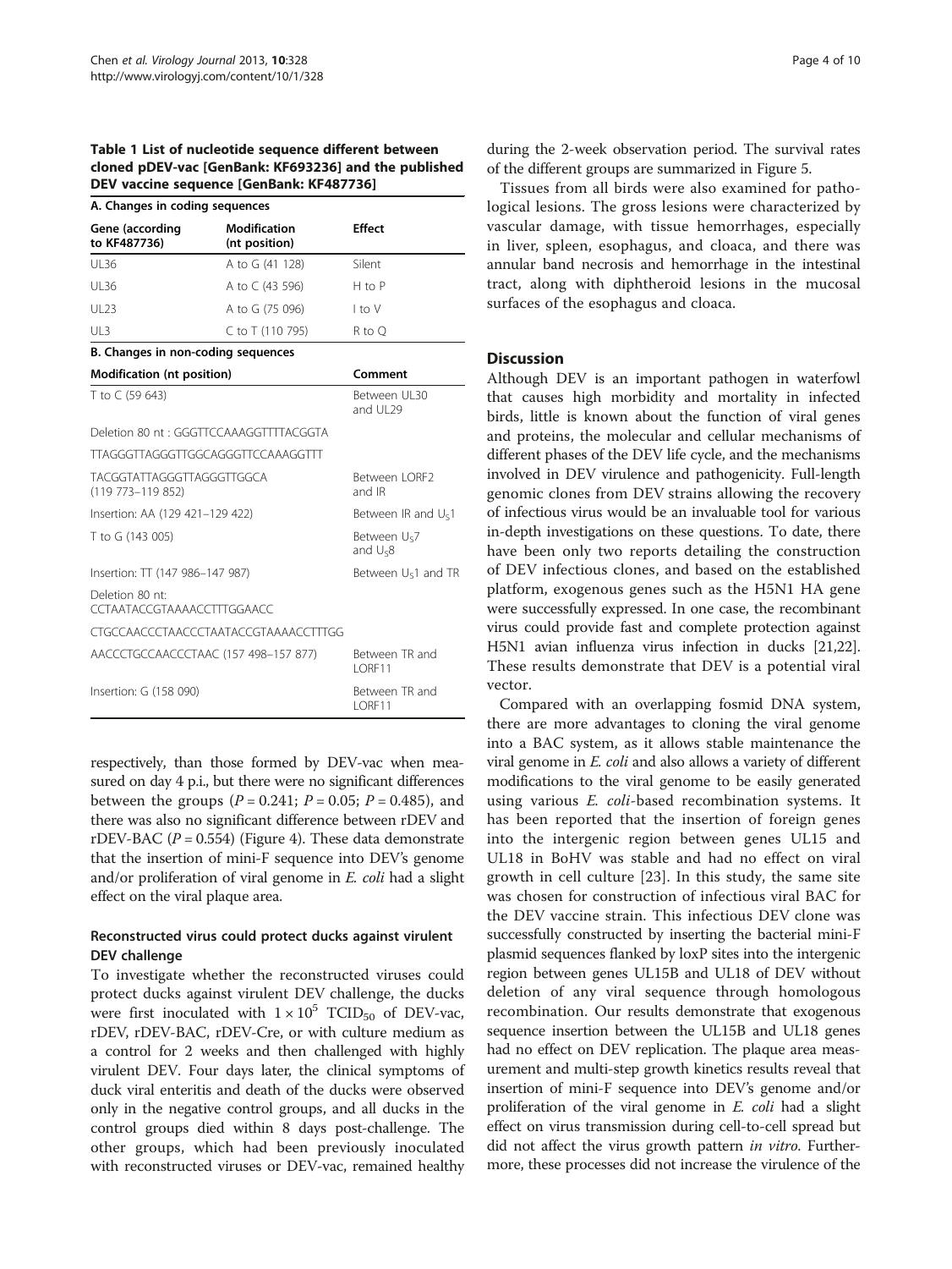**Table 1 List of nucleotide sequence different between cloned pDEV-vac [GenBank: KF693236] and the published DEV vaccine sequence [GenBank: KF487736]**

**A. Changes in coding sequences**

| Gene (according to KF487736) | Modification (nt position) | Effect |
|---|---|---|
| UL36 | A to G (41 128) | Silent |
| UL36 | A to C (43 596) | H to P |
| UL23 | A to G (75 096) | I to V |
| UL3 | C to T (110 795) | R to Q |

**B. Changes in non-coding sequences**

| Modification (nt position) | Comment |
|---|---|
| T to C (59 643) | Between UL30 and UL29 |
| Deletion 80 nt : GGGTTCCAAAGGTTTTACGGTA TTAGGGTTAGGGTTGGCAGGGTTCCAAAGGTTT TACGGTATTAGGGTTAGGGTTGGCA (119 773–119 852) | Between LORF2 and IR |
| Insertion: AA (129 421–129 422) | Between IR and $U_S1$ |
| T to G (143 005) | Between $U_S7$ and $U_S8$ |
| Insertion: TT (147 986–147 987) | Between $U_S1$ and TR |
| Deletion 80 nt: CCTAATACCGTAAAACCTTTGGAACC CTGCCAACCCTAACCCTAATACCGTAAAACCTTTGG AACCCTGCCAACCCTAAC (157 498–157 877) | Between TR and LORF11 |
| Insertion: G (158 090) | Between TR and LORF11 |

respectively, than those formed by DEV-vac when measured on day 4 p.i., but there were no significant differences between the groups ($P = 0.241$; $P = 0.05$; $P = 0.485$), and there was also no significant difference between rDEV and rDEV-BAC ($P = 0.554$) (Figure 4). These data demonstrate that the insertion of mini-F sequence into DEV's genome and/or proliferation of viral genome in *E. coli* had a slight effect on the viral plaque area.

### Reconstructed virus could protect ducks against virulent DEV challenge

To investigate whether the reconstructed viruses could protect ducks against virulent DEV challenge, the ducks were first inoculated with $1 \times 10^5$ $TCID_{50}$ of DEV-vac, rDEV, rDEV-BAC, rDEV-Cre, or with culture medium as a control for 2 weeks and then challenged with highly virulent DEV. Four days later, the clinical symptoms of duck viral enteritis and death of the ducks were observed only in the negative control groups, and all ducks in the control groups died within 8 days post-challenge. The other groups, which had been previously inoculated with reconstructed viruses or DEV-vac, remained healthy during the 2-week observation period. The survival rates of the different groups are summarized in Figure 5.

Tissues from all birds were also examined for pathological lesions. The gross lesions were characterized by vascular damage, with tissue hemorrhages, especially in liver, spleen, esophagus, and cloaca, and there was annular band necrosis and hemorrhage in the intestinal tract, along with diphtheroid lesions in the mucosal surfaces of the esophagus and cloaca.

## Discussion

Although DEV is an important pathogen in waterfowl that causes high morbidity and mortality in infected birds, little is known about the function of viral genes and proteins, the molecular and cellular mechanisms of different phases of the DEV life cycle, and the mechanisms involved in DEV virulence and pathogenicity. Full-length genomic clones from DEV strains allowing the recovery of infectious virus would be an invaluable tool for various in-depth investigations on these questions. To date, there have been only two reports detailing the construction of DEV infectious clones, and based on the established platform, exogenous genes such as the H5N1 HA gene were successfully expressed. In one case, the recombinant virus could provide fast and complete protection against H5N1 avian influenza virus infection in ducks [21,22]. These results demonstrate that DEV is a potential viral vector.

Compared with an overlapping fosmid DNA system, there are more advantages to cloning the viral genome into a BAC system, as it allows stable maintenance the viral genome in *E. coli* and also allows a variety of different modifications to the viral genome to be easily generated using various *E. coli*-based recombination systems. It has been reported that the insertion of foreign genes into the intergenic region between genes UL15 and UL18 in BoHV was stable and had no effect on viral growth in cell culture [23]. In this study, the same site was chosen for construction of infectious viral BAC for the DEV vaccine strain. This infectious DEV clone was successfully constructed by inserting the bacterial mini-F plasmid sequences flanked by loxP sites into the intergenic region between genes UL15B and UL18 of DEV without deletion of any viral sequence through homologous recombination. Our results demonstrate that exogenous sequence insertion between the UL15B and UL18 genes had no effect on DEV replication. The plaque area measurement and multi-step growth kinetics results reveal that insertion of mini-F sequence into DEV's genome and/or proliferation of the viral genome in *E. coli* had a slight effect on virus transmission during cell-to-cell spread but did not affect the virus growth pattern *in vitro*. Furthermore, these processes did not increase the virulence of the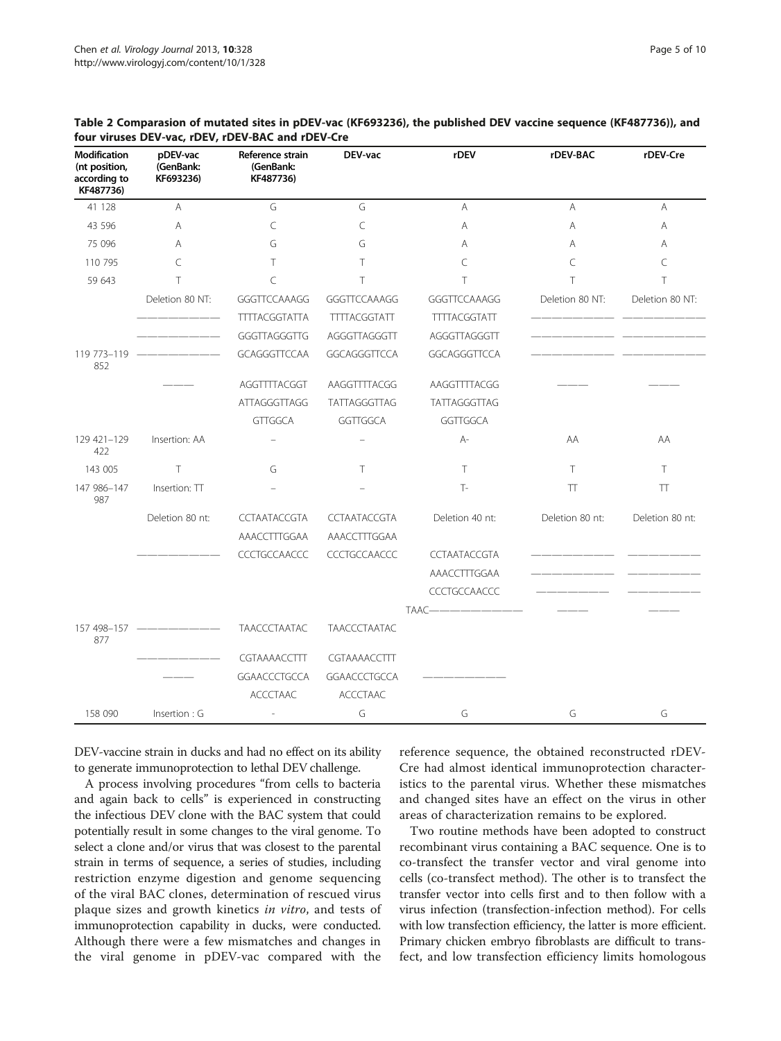**Table 2 Comparasion of mutated sites in pDEV-vac (KF693236), the published DEV vaccine sequence (KF487736)), and four viruses DEV-vac, rDEV, rDEV-BAC and rDEV-Cre**

| Modification (nt position, according to KF487736) | pDEV-vac (GenBank: KF693236) | Reference strain (GenBank: KF487736) | DEV-vac | rDEV | rDEV-BAC | rDEV-Cre |
|---|---|---|---|---|---|---|
| 41 128 | A | G | G | A | A | A |
| 43 596 | A | C | C | A | A | A |
| 75 096 | A | G | G | A | A | A |
| 110 795 | C | T | T | C | C | C |
| 59 643 | T | C | T | T | T | T |
| 119 773–119 852 | Deletion 80 NT: ——————————— ——————————— ——————————— ——— | GGGTTCCAAAGG TTTTACGGTATTA GGGTTAGGGTTG GCAGGGTTCCAA AGGTTTTACGGT ATTAGGGTTAGG GTTGGCA | GGGTTCCAAAGG TTTTACGGTATT AGGGTTAGGGTT GGCAGGGTTCCA AAGGTTTTACGG TATTAGGGTTAG GGTTGGCA | GGGTTCCAAAGG TTTTACGGTATT AGGGTTAGGGTT GGCAGGGTTCCA AAGGTTTTACGG TATTAGGGTTAG GGTTGGCA | Deletion 80 NT: ——————————— ——————————— ——————————— ——— | Deletion 80 NT: ——————————— ——————————— ——————————— ——— |
| 129 421–129 422 | Insertion: AA | – | – | A- | AA | AA |
| 143 005 | T | G | T | T | T | T |
| 147 986–147 987 | Insertion: TT | – | – | T- | TT | TT |
| 157 498–157 877 | Deletion 80 nt: ——————————— ——————————— ——————————— ——— | CCTAATACCGTA AAACCTTTGGAA CCCTGCCAACCC TAACCCTAATAC CGTAAAACCTTT GGAACCCTGCCA ACCCTAAC | CCTAATACCGTA AAACCTTTGGAA CCCTGCCAACCC TAACCCTAATAC CGTAAAACCTTT GGAACCCTGCCA ACCCTAAC | Deletion 40 nt: CCTAATACCGTA AAACCTTTGGAA CCCTGCCAACCC TAAC——————————— ——————————— | Deletion 80 nt: ——————————— ——————————— ——————————— ——— | Deletion 80 nt: ——————————— ——————————— ——————————— ——— |
| 158 090 | Insertion : G | - | G | G | G | G |

DEV-vaccine strain in ducks and had no effect on its ability to generate immunoprotection to lethal DEV challenge.

A process involving procedures "from cells to bacteria and again back to cells" is experienced in constructing the infectious DEV clone with the BAC system that could potentially result in some changes to the viral genome. To select a clone and/or virus that was closest to the parental strain in terms of sequence, a series of studies, including restriction enzyme digestion and genome sequencing of the viral BAC clones, determination of rescued virus plaque sizes and growth kinetics *in vitro*, and tests of immunoprotection capability in ducks, were conducted. Although there were a few mismatches and changes in the viral genome in pDEV-vac compared with the reference sequence, the obtained reconstructed rDEV-Cre had almost identical immunoprotection characteristics to the parental virus. Whether these mismatches and changed sites have an effect on the virus in other areas of characterization remains to be explored.

Two routine methods have been adopted to construct recombinant virus containing a BAC sequence. One is to co-transfect the transfer vector and viral genome into cells (co-transfect method). The other is to transfect the transfer vector into cells first and to then follow with a virus infection (transfection-infection method). For cells with low transfection efficiency, the latter is more efficient. Primary chicken embryo fibroblasts are difficult to transfect, and low transfection efficiency limits homologous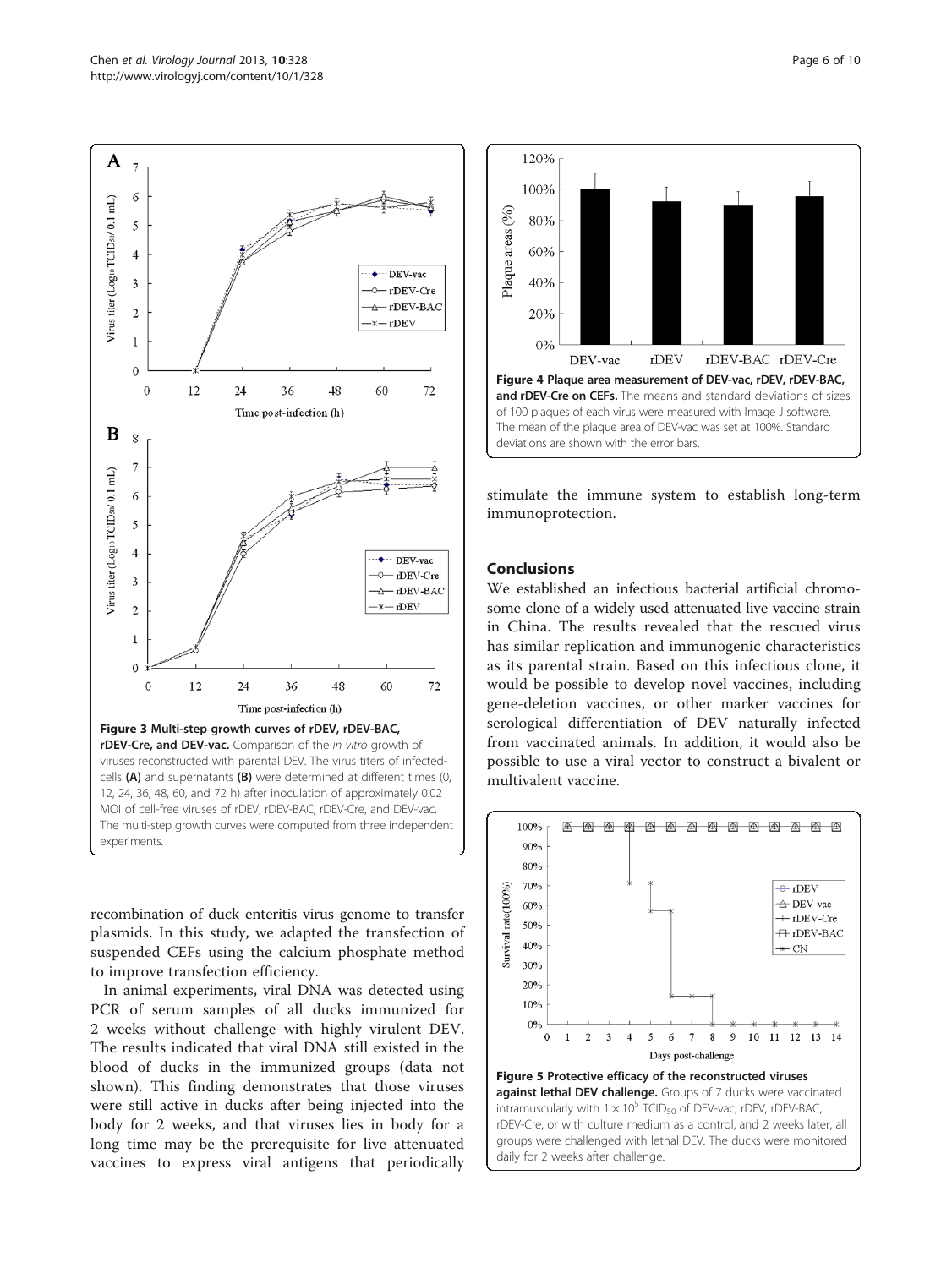Figure 3 Multi-step growth curves of rDEV, rDEV-BAC, rDEV-Cre, and DEV-vac. Comparison of the *in vitro* growth of viruses reconstructed with parental DEV. The virus titers of infected-cells (A) and supernatants (B) were determined at different times (0, 12, 24, 36, 48, 60, and 72 h) after inoculation of approximately 0.02 MOI of cell-free viruses of rDEV, rDEV-BAC, rDEV-Cre, and DEV-vac. The multi-step growth curves were computed from three independent experiments.

Figure 4 Plaque area measurement of DEV-vac, rDEV, rDEV-BAC, and rDEV-Cre on CEFs. The means and standard deviations of sizes of 100 plaques of each virus were measured with Image J software. The mean of the plaque area of DEV-vac was set at 100%. Standard deviations are shown with the error bars.

recombination of duck enteritis virus genome to transfer plasmids. In this study, we adapted the transfection of suspended CEFs using the calcium phosphate method to improve transfection efficiency.

In animal experiments, viral DNA was detected using PCR of serum samples of all ducks immunized for 2 weeks without challenge with highly virulent DEV. The results indicated that viral DNA still existed in the blood of ducks in the immunized groups (data not shown). This finding demonstrates that those viruses were still active in ducks after being injected into the body for 2 weeks, and that viruses lies in body for a long time may be the prerequisite for live attenuated vaccines to express viral antigens that periodically stimulate the immune system to establish long-term immunoprotection.

## Conclusions

We established an infectious bacterial artificial chromosome clone of a widely used attenuated live vaccine strain in China. The results revealed that the rescued virus has similar replication and immunogenic characteristics as its parental strain. Based on this infectious clone, it would be possible to develop novel vaccines, including gene-deletion vaccines, or other marker vaccines for serological differentiation of DEV naturally infected from vaccinated animals. In addition, it would also be possible to use a viral vector to construct a bivalent or multivalent vaccine.

Figure 5 Protective efficacy of the reconstructed viruses against lethal DEV challenge. Groups of 7 ducks were vaccinated intramuscularly with $1 \times 10^5$ $TCID_{50}$ of DEV-vac, rDEV, rDEV-BAC, rDEV-Cre, or with culture medium as a control, and 2 weeks later, all groups were challenged with lethal DEV. The ducks were monitored daily for 2 weeks after challenge.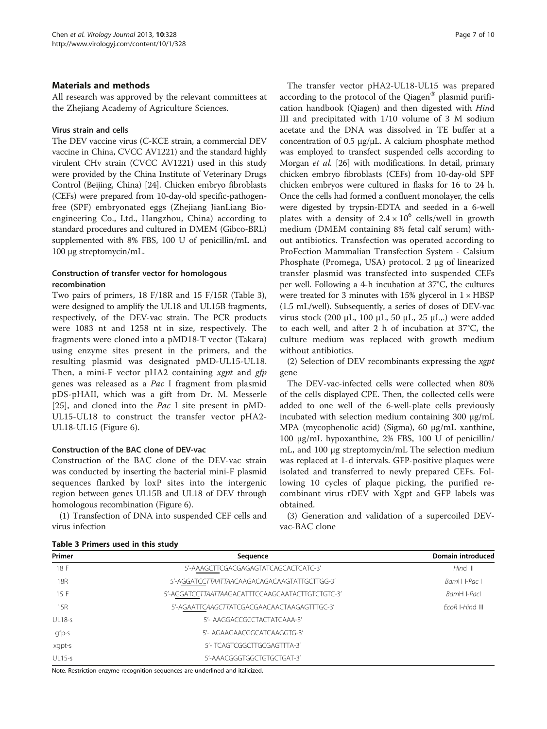## Materials and methods

All research was approved by the relevant committees at the Zhejiang Academy of Agriculture Sciences.

### Virus strain and cells

The DEV vaccine virus (C-KCE strain, a commercial DEV vaccine in China, CVCC AV1221) and the standard highly virulent CHv strain (CVCC AV1221) used in this study were provided by the China Institute of Veterinary Drugs Control (Beijing, China) [24]. Chicken embryo fibroblasts (CEFs) were prepared from 10-day-old specific-pathogen-free (SPF) embryonated eggs (Zhejiang JianLiang Bio-engineering Co., Ltd., Hangzhou, China) according to standard procedures and cultured in DMEM (Gibco-BRL) supplemented with 8% FBS, 100 U of penicillin/mL and 100 μg streptomycin/mL.

### Construction of transfer vector for homologous recombination

Two pairs of primers, 18 F/18R and 15 F/15R (Table 3), were designed to amplify the UL18 and UL15B fragments, respectively, of the DEV-vac strain. The PCR products were 1083 nt and 1258 nt in size, respectively. The fragments were cloned into a pMD18-T vector (Takara) using enzyme sites present in the primers, and the resulting plasmid was designated pMD-UL15-UL18. Then, a mini-F vector pHA2 containing *xgpt* and *gfp* genes was released as a *Pac* I fragment from plasmid pDS-pHAII, which was a gift from Dr. M. Messerle [25], and cloned into the *Pac* I site present in pMD-UL15-UL18 to construct the transfer vector pHA2-UL18-UL15 (Figure 6).

### Construction of the BAC clone of DEV-vac

Construction of the BAC clone of the DEV-vac strain was conducted by inserting the bacterial mini-F plasmid sequences flanked by loxP sites into the intergenic region between genes UL15B and UL18 of DEV through homologous recombination (Figure 6).

(1) Transfection of DNA into suspended CEF cells and virus infection

The transfer vector pHA2-UL18-UL15 was prepared according to the protocol of the Qiagen® plasmid purification handbook (Qiagen) and then digested with *Hin*d III and precipitated with 1/10 volume of 3 M sodium acetate and the DNA was dissolved in TE buffer at a concentration of 0.5 μg/μL. A calcium phosphate method was employed to transfect suspended cells according to Morgan *et al.* [26] with modifications. In detail, primary chicken embryo fibroblasts (CEFs) from 10-day-old SPF chicken embryos were cultured in flasks for 16 to 24 h. Once the cells had formed a confluent monolayer, the cells were digested by trypsin-EDTA and seeded in a 6-well plates with a density of $2.4 \times 10^6$ cells/well in growth medium (DMEM containing 8% fetal calf serum) without antibiotics. Transfection was operated according to ProFection Mammalian Transfection System - Calsium Phosphate (Promega, USA) protocol. 2 μg of linearized transfer plasmid was transfected into suspended CEFs per well. Following a 4-h incubation at 37°C, the cultures were treated for 3 minutes with 15% glycerol in 1 × HBSP (1.5 mL/well). Subsequently, a series of doses of DEV-vac virus stock (200 μL, 100 μL, 50 μL, 25 μL,.) were added to each well, and after 2 h of incubation at 37°C, the culture medium was replaced with growth medium without antibiotics.

(2) Selection of DEV recombinants expressing the *xgpt* gene

The DEV-vac-infected cells were collected when 80% of the cells displayed CPE. Then, the collected cells were added to one well of the 6-well-plate cells previously incubated with selection medium containing 300 μg/mL MPA (mycophenolic acid) (Sigma), 60 μg/mL xanthine, 100 μg/mL hypoxanthine, 2% FBS, 100 U of penicillin/mL, and 100 μg streptomycin/mL The selection medium was replaced at 1-d intervals. GFP-positive plaques were isolated and transferred to newly prepared CEFs. Following 10 cycles of plaque picking, the purified recombinant virus rDEV with Xgpt and GFP labels was obtained.

(3) Generation and validation of a supercoiled DEV-vac-BAC clone

**Table 3 Primers used in this study**

| Primer | Sequence | Domain introduced |
|---|---|---|
| 18 F | 5'-AAAGCTTCGACGAGAGTATCAGCACTCATC-3' | *Hin*d III |
| 18R | 5'-AGGATCCTTAATTAACAAGACAGACAAGTATTGCTTGG-3' | *Bam*H I-*Pac* I |
| 15 F | 5'-AGGATCCTTAATTAAGACATTTCCAAGCAATACTTGTCTGTC-3' | *Bam*H I-*Pac*I |
| 15R | 5'-AGAATTCAAGCTTATCGACGAACAACTAAGAGTTTGC-3' | *EcoR* I-*Hin*d III |
| UL18-s | 5'- AAGGACCGCCTACTATCAAA-3' | |
| gfp-s | 5'- AGAAGAACGGCATCAAGGTG-3' | |
| xgpt-s | 5'- TCAGTCGGCTTGCGAGTTTA-3' | |
| UL15-s | 5'-AAACGGGTGGCTGTGCTGAT-3' | |

Note. Restriction enzyme recognition sequences are underlined and italicized.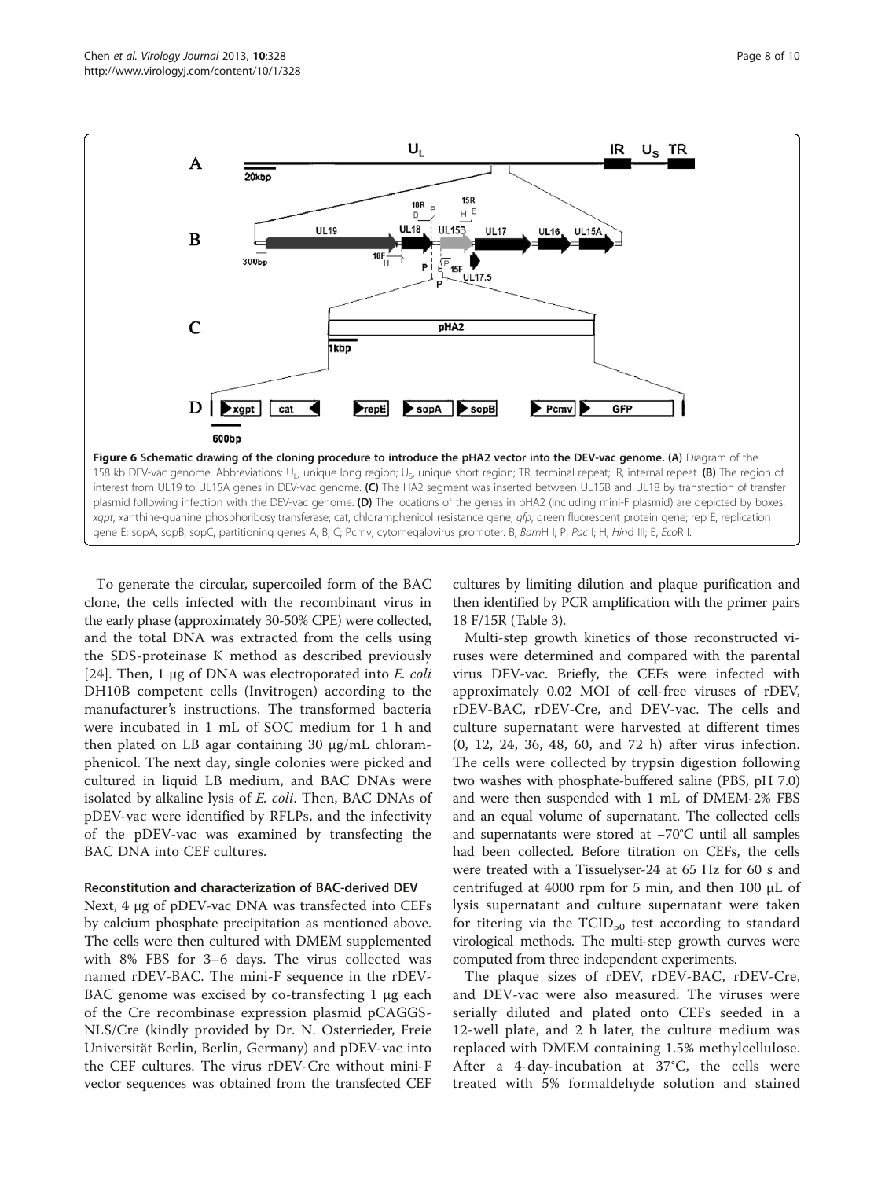**Figure 6 Schematic drawing of the cloning procedure to introduce the pHA2 vector into the DEV-vac genome. (A)** Diagram of the 158 kb DEV-vac genome. Abbreviations: $U_L$, unique long region; $U_S$, unique short region; TR, terminal repeat; IR, internal repeat. **(B)** The region of interest from UL19 to UL15A genes in DEV-vac genome. **(C)** The HA2 segment was inserted between UL15B and UL18 by transfection of transfer plasmid following infection with the DEV-vac genome. **(D)** The locations of the genes in pHA2 (including mini-F plasmid) are depicted by boxes. *xgpt*, xanthine-guanine phosphoribosyltransferase; cat, chloramphenicol resistance gene; *gfp*, green fluorescent protein gene; rep E, replication gene E; sopA, sopB, sopC, partitioning genes A, B, C; Pcmv, cytomegalovirus promoter. B, *Bam*H I; P, *Pac* I; H, *Hin*d III; E, *Eco*R I.

To generate the circular, supercoiled form of the BAC clone, the cells infected with the recombinant virus in the early phase (approximately 30-50% CPE) were collected, and the total DNA was extracted from the cells using the SDS-proteinase K method as described previously [24]. Then, 1 μg of DNA was electroporated into *E. coli* DH10B competent cells (Invitrogen) according to the manufacturer's instructions. The transformed bacteria were incubated in 1 mL of SOC medium for 1 h and then plated on LB agar containing 30 μg/mL chloramphenicol. The next day, single colonies were picked and cultured in liquid LB medium, and BAC DNAs were isolated by alkaline lysis of *E. coli*. Then, BAC DNAs of pDEV-vac were identified by RFLPs, and the infectivity of the pDEV-vac was examined by transfecting the BAC DNA into CEF cultures.

### Reconstitution and characterization of BAC-derived DEV

Next, 4 μg of pDEV-vac DNA was transfected into CEFs by calcium phosphate precipitation as mentioned above. The cells were then cultured with DMEM supplemented with 8% FBS for 3–6 days. The virus collected was named rDEV-BAC. The mini-F sequence in the rDEV-BAC genome was excised by co-transfecting 1 μg each of the Cre recombinase expression plasmid pCAGGS-NLS/Cre (kindly provided by Dr. N. Osterrieder, Freie Universität Berlin, Berlin, Germany) and pDEV-vac into the CEF cultures. The virus rDEV-Cre without mini-F vector sequences was obtained from the transfected CEF cultures by limiting dilution and plaque purification and then identified by PCR amplification with the primer pairs 18 F/15R (Table 3).

Multi-step growth kinetics of those reconstructed viruses were determined and compared with the parental virus DEV-vac. Briefly, the CEFs were infected with approximately 0.02 MOI of cell-free viruses of rDEV, rDEV-BAC, rDEV-Cre, and DEV-vac. The cells and culture supernatant were harvested at different times (0, 12, 24, 36, 48, 60, and 72 h) after virus infection. The cells were collected by trypsin digestion following two washes with phosphate-buffered saline (PBS, pH 7.0) and were then suspended with 1 mL of DMEM-2% FBS and an equal volume of supernatant. The collected cells and supernatants were stored at −70°C until all samples had been collected. Before titration on CEFs, the cells were treated with a Tissuelyser-24 at 65 Hz for 60 s and centrifuged at 4000 rpm for 5 min, and then 100 μL of lysis supernatant and culture supernatant were taken for titering via the $TCID_{50}$ test according to standard virological methods. The multi-step growth curves were computed from three independent experiments.

The plaque sizes of rDEV, rDEV-BAC, rDEV-Cre, and DEV-vac were also measured. The viruses were serially diluted and plated onto CEFs seeded in a 12-well plate, and 2 h later, the culture medium was replaced with DMEM containing 1.5% methylcellulose. After a 4-day-incubation at 37°C, the cells were treated with 5% formaldehyde solution and stained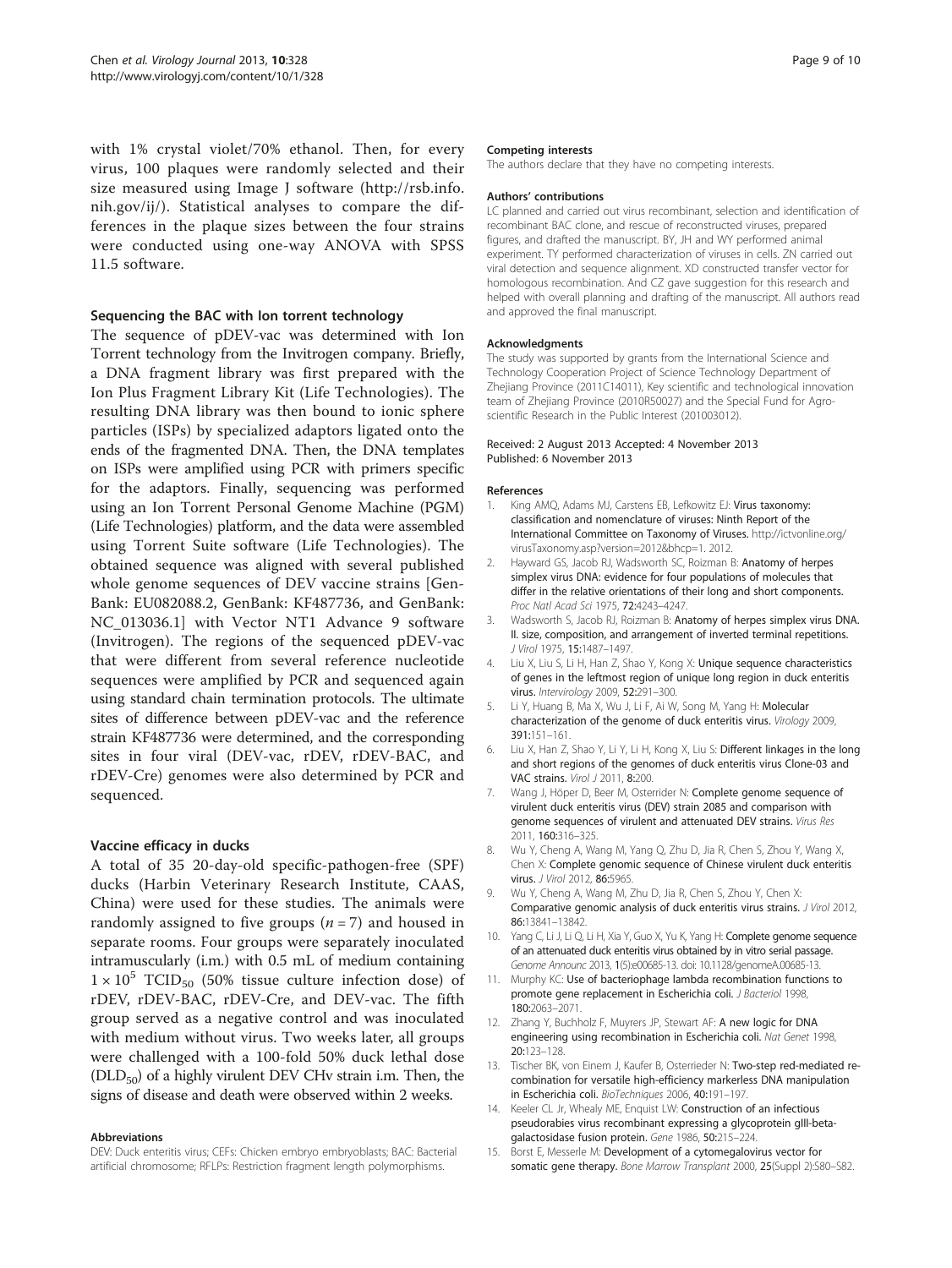with 1% crystal violet/70% ethanol. Then, for every virus, 100 plaques were randomly selected and their size measured using Image J software (http://rsb.info.nih.gov/ij/). Statistical analyses to compare the differences in the plaque sizes between the four strains were conducted using one-way ANOVA with SPSS 11.5 software.

### Sequencing the BAC with Ion torrent technology

The sequence of pDEV-vac was determined with Ion Torrent technology from the Invitrogen company. Briefly, a DNA fragment library was first prepared with the Ion Plus Fragment Library Kit (Life Technologies). The resulting DNA library was then bound to ionic sphere particles (ISPs) by specialized adaptors ligated onto the ends of the fragmented DNA. Then, the DNA templates on ISPs were amplified using PCR with primers specific for the adaptors. Finally, sequencing was performed using an Ion Torrent Personal Genome Machine (PGM) (Life Technologies) platform, and the data were assembled using Torrent Suite software (Life Technologies). The obtained sequence was aligned with several published whole genome sequences of DEV vaccine strains [GenBank: EU082088.2, GenBank: KF487736, and GenBank: NC_013036.1] with Vector NT1 Advance 9 software (Invitrogen). The regions of the sequenced pDEV-vac that were different from several reference nucleotide sequences were amplified by PCR and sequenced again using standard chain termination protocols. The ultimate sites of difference between pDEV-vac and the reference strain KF487736 were determined, and the corresponding sites in four viral (DEV-vac, rDEV, rDEV-BAC, and rDEV-Cre) genomes were also determined by PCR and sequenced.

### Vaccine efficacy in ducks

A total of 35 20-day-old specific-pathogen-free (SPF) ducks (Harbin Veterinary Research Institute, CAAS, China) were used for these studies. The animals were randomly assigned to five groups ($n = 7$) and housed in separate rooms. Four groups were separately inoculated intramuscularly (i.m.) with 0.5 mL of medium containing $1 \times 10^5$ $TCID_{50}$ (50% tissue culture infection dose) of rDEV, rDEV-BAC, rDEV-Cre, and DEV-vac. The fifth group served as a negative control and was inoculated with medium without virus. Two weeks later, all groups were challenged with a 100-fold 50% duck lethal dose ($DLD_{50}$) of a highly virulent DEV CHv strain i.m. Then, the signs of disease and death were observed within 2 weeks.

#### Abbreviations

DEV: Duck enteritis virus; CEFs: Chicken embryo embryoblasts; BAC: Bacterial artificial chromosome; RFLPs: Restriction fragment length polymorphisms.

#### Competing interests

The authors declare that they have no competing interests.

#### Authors' contributions

LC planned and carried out virus recombinant, selection and identification of recombinant BAC clone, and rescue of reconstructed viruses, prepared figures, and drafted the manuscript. BY, JH and WY performed animal experiment. TY performed characterization of viruses in cells. ZN carried out viral detection and sequence alignment. XD constructed transfer vector for homologous recombination. And CZ gave suggestion for this research and helped with overall planning and drafting of the manuscript. All authors read and approved the final manuscript.

#### Acknowledgments

The study was supported by grants from the International Science and Technology Cooperation Project of Science Technology Department of Zhejiang Province (2011C14011), Key scientific and technological innovation team of Zhejiang Province (2010R50027) and the Special Fund for Agro-scientific Research in the Public Interest (201003012).

Received: 2 August 2013 Accepted: 4 November 2013
Published: 6 November 2013

#### References

1. King AMQ, Adams MJ, Carstens EB, Lefkowitz EJ: **Virus taxonomy: classification and nomenclature of viruses: Ninth Report of the International Committee on Taxonomy of Viruses.** http://ictvonline.org/virusTaxonomy.asp?version=2012&bhcp=1. 2012.
2. Hayward GS, Jacob RJ, Wadsworth SC, Roizman B: **Anatomy of herpes simplex virus DNA: evidence for four populations of molecules that differ in the relative orientations of their long and short components.** *Proc Natl Acad Sci* 1975, **72**:4243–4247.
3. Wadsworth S, Jacob RJ, Roizman B: **Anatomy of herpes simplex virus DNA. II. size, composition, and arrangement of inverted terminal repetitions.** *J Virol* 1975, **15**:1487–1497.
4. Liu X, Liu S, Li H, Han Z, Shao Y, Kong X: **Unique sequence characteristics of genes in the leftmost region of unique long region in duck enteritis virus.** *Intervirology* 2009, **52**:291–300.
5. Li Y, Huang B, Ma X, Wu J, Li F, Ai W, Song M, Yang H: **Molecular characterization of the genome of duck enteritis virus.** *Virology* 2009, **391**:151–161.
6. Liu X, Han Z, Shao Y, Li Y, Li H, Kong X, Liu S: **Different linkages in the long and short regions of the genomes of duck enteritis virus Clone-03 and VAC strains.** *Virol J* 2011, **8**:200.
7. Wang J, Höper D, Beer M, Osterrider N: **Complete genome sequence of virulent duck enteritis virus (DEV) strain 2085 and comparison with genome sequences of virulent and attenuated DEV strains.** *Virus Res* 2011, **160**:316–325.
8. Wu Y, Cheng A, Wang M, Yang Q, Zhu D, Jia R, Chen S, Zhou Y, Wang X, Chen X: **Complete genomic sequence of Chinese virulent duck enteritis virus.** *J Virol* 2012, **86**:5965.
9. Wu Y, Cheng A, Wang M, Zhu D, Jia R, Chen S, Zhou Y, Chen X: **Comparative genomic analysis of duck enteritis virus strains.** *J Virol* 2012, **86**:13841–13842.
10. Yang C, Li J, Li Q, Li H, Xia Y, Guo X, Yu K, Yang H: **Complete genome sequence of an attenuated duck enteritis virus obtained by in vitro serial passage.** *Genome Announc* 2013, **1**(5):e00685-13. doi: 10.1128/genomeA.00685-13.
11. Murphy KC: **Use of bacteriophage lambda recombination functions to promote gene replacement in Escherichia coli.** *J Bacteriol* 1998, **180**:2063–2071.
12. Zhang Y, Buchholz F, Muyrers JP, Stewart AF: **A new logic for DNA engineering using recombination in Escherichia coli.** *Nat Genet* 1998, **20**:123–128.
13. Tischer BK, von Einem J, Kaufer B, Osterrieder N: **Two-step red-mediated recombination for versatile high-efficiency markerless DNA manipulation in Escherichia coli.** *BioTechniques* 2006, **40**:191–197.
14. Keeler CL Jr, Whealy ME, Enquist LW: **Construction of an infectious pseudorabies virus recombinant expressing a glycoprotein gIII-beta-galactosidase fusion protein.** *Gene* 1986, **50**:215–224.
15. Borst E, Messerle M: **Development of a cytomegalovirus vector for somatic gene therapy.** *Bone Marrow Transplant* 2000, **25**(Suppl 2):S80–S82.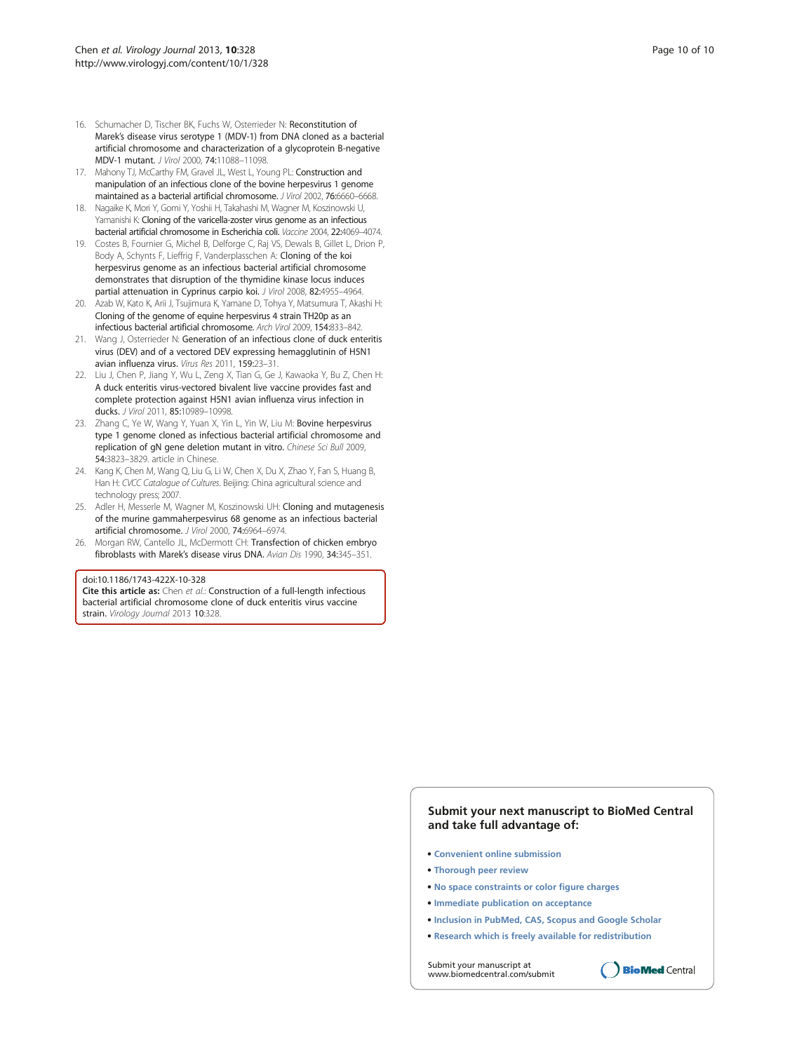16. Schumacher D, Tischer BK, Fuchs W, Osterrieder N: **Reconstitution of Marek's disease virus serotype 1 (MDV-1) from DNA cloned as a bacterial artificial chromosome and characterization of a glycoprotein B-negative MDV-1 mutant.** *J Virol* 2000, **74:**11088–11098.
17. Mahony TJ, McCarthy FM, Gravel JL, West L, Young PL: **Construction and manipulation of an infectious clone of the bovine herpesvirus 1 genome maintained as a bacterial artificial chromosome.** *J Virol* 2002, **76:**6660–6668.
18. Nagaike K, Mori Y, Gomi Y, Yoshii H, Takahashi M, Wagner M, Koszinowski U, Yamanishi K: **Cloning of the varicella-zoster virus genome as an infectious bacterial artificial chromosome in Escherichia coli.** *Vaccine* 2004, **22:**4069–4074.
19. Costes B, Fournier G, Michel B, Delforge C, Raj VS, Dewals B, Gillet L, Drion P, Body A, Schynts F, Lieffrig F, Vanderplasschen A: **Cloning of the koi herpesvirus genome as an infectious bacterial artificial chromosome demonstrates that disruption of the thymidine kinase locus induces partial attenuation in Cyprinus carpio koi.** *J Virol* 2008, **82:**4955–4964.
20. Azab W, Kato K, Arii J, Tsujimura K, Yamane D, Tohya Y, Matsumura T, Akashi H: **Cloning of the genome of equine herpesvirus 4 strain TH20p as an infectious bacterial artificial chromosome.** *Arch Virol* 2009, **154:**833–842.
21. Wang J, Osterrieder N: **Generation of an infectious clone of duck enteritis virus (DEV) and of a vectored DEV expressing hemagglutinin of H5N1 avian influenza virus.** *Virus Res* 2011, **159:**23–31.
22. Liu J, Chen P, Jiang Y, Wu L, Zeng X, Tian G, Ge J, Kawaoka Y, Bu Z, Chen H: **A duck enteritis virus-vectored bivalent live vaccine provides fast and complete protection against H5N1 avian influenza virus infection in ducks.** *J Virol* 2011, **85:**10989–10998.
23. Zhang C, Ye W, Wang Y, Yuan X, Yin L, Yin W, Liu M: **Bovine herpesvirus type 1 genome cloned as infectious bacterial artificial chromosome and replication of gN gene deletion mutant in vitro.** *Chinese Sci Bull* 2009, **54:**3823–3829. article in Chinese.
24. Kang K, Chen M, Wang Q, Liu G, Li W, Chen X, Du X, Zhao Y, Fan S, Huang B, Han H: *CVCC Catalogue of Cultures*. Beijing: China agricultural science and technology press; 2007.
25. Adler H, Messerle M, Wagner M, Koszinowski UH: **Cloning and mutagenesis of the murine gammaherpesvirus 68 genome as an infectious bacterial artificial chromosome.** *J Virol* 2000, **74:**6964–6974.
26. Morgan RW, Cantello JL, McDermott CH: **Transfection of chicken embryo fibroblasts with Marek's disease virus DNA.** *Avian Dis* 1990, **34:**345–351.

doi:10.1186/1743-422X-10-328
**Cite this article as:** Chen *et al.*: Construction of a full-length infectious bacterial artificial chromosome clone of duck enteritis virus vaccine strain. *Virology Journal* 2013 **10**:328.

**Submit your next manuscript to BioMed Central and take full advantage of:**

- **Convenient online submission**
- **Thorough peer review**
- **No space constraints or color figure charges**
- **Immediate publication on acceptance**
- **Inclusion in PubMed, CAS, Scopus and Google Scholar**
- **Research which is freely available for redistribution**

Submit your manuscript at
www.biomedcentral.com/submit

BioMed Central